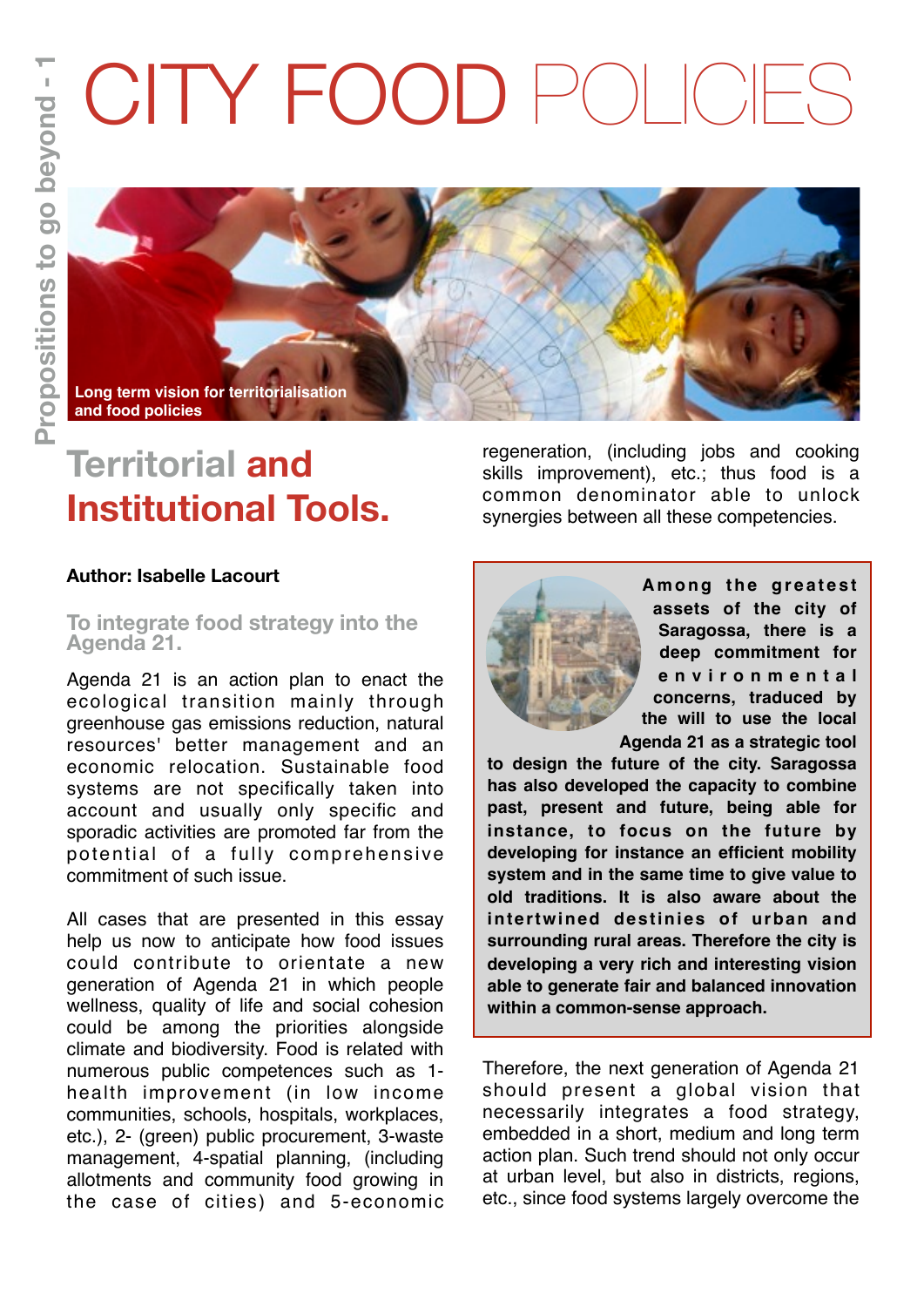# CITY FOOD POLICIES

Long term vision for territorialisation and food policies

## Territorial and Institutional Tools.

**Author: Isabelle Lacourt**

### To integrate food strategy into the Agenda 21.

Agenda 21 is an action plan to enact the ecological transition mainly through greenhouse gas emissions reduction, natural resources' better management and an economic relocation. Sustainable food systems are not specifically taken into account and usually only specific and sporadic activities are promoted far from the potential of a fully comprehensive commitment of such issue.

All cases that are presented in this essay help us now to anticipate how food issues could contribute to orientate a new generation of Agenda 21 in which people wellness, quality of life and social cohesion could be among the priorities alongside climate and biodiversity. Food is related with numerous public competences such as 1-health improvement (in low income communities, schools, hospitals, workplaces, etc.), 2- (green) public procurement, 3-waste management, 4-spatial planning, (including allotments and community food growing in the case of cities) and 5-economic regeneration, (including jobs and cooking skills improvement), etc.; thus food is a common denominator able to unlock synergies between all these competencies.

**Among the greatest assets of the city of Saragossa, there is a deep commitment for environmental concerns, traduced by the will to use the local Agenda 21 as a strategic tool to design the future of the city. Saragossa has also developed the capacity to combine past, present and future, being able for instance, to focus on the future by developing for instance an efficient mobility system and in the same time to give value to old traditions. It is also aware about the intertwined destinies of urban and surrounding rural areas. Therefore the city is developing a very rich and interesting vision able to generate fair and balanced innovation within a common-sense approach.**

Therefore, the next generation of Agenda 21 should present a global vision that necessarily integrates a food strategy, embedded in a short, medium and long term action plan. Such trend should not only occur at urban level, but also in districts, regions, etc., since food systems largely overcome the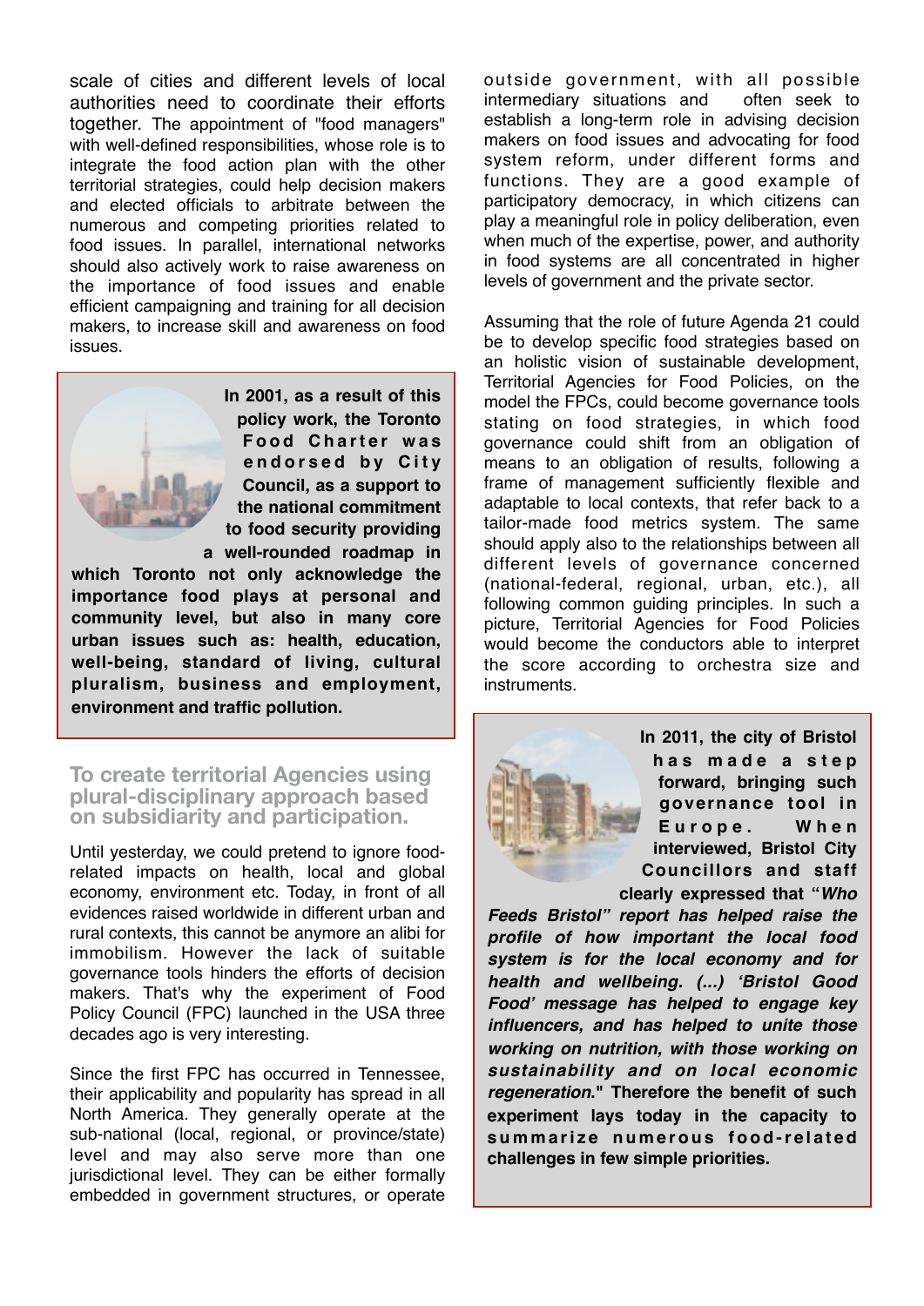scale of cities and different levels of local authorities need to coordinate their efforts together. The appointment of "food managers" with well-defined responsibilities, whose role is to integrate the food action plan with the other territorial strategies, could help decision makers and elected officials to arbitrate between the numerous and competing priorities related to food issues. In parallel, international networks should also actively work to raise awareness on the importance of food issues and enable efficient campaigning and training for all decision makers, to increase skill and awareness on food issues.

**In 2001, as a result of this policy work, the Toronto Food Charter was endorsed by City Council, as a support to the national commitment to food security providing a well-rounded roadmap in which Toronto not only acknowledge the importance food plays at personal and community level, but also in many core urban issues such as: health, education, well-being, standard of living, cultural pluralism, business and employment, environment and traffic pollution.**

## To create territorial Agencies using plural-disciplinary approach based on subsidiarity and participation.

Until yesterday, we could pretend to ignore food-related impacts on health, local and global economy, environment etc. Today, in front of all evidences raised worldwide in different urban and rural contexts, this cannot be anymore an alibi for immobilism. However the lack of suitable governance tools hinders the efforts of decision makers. That's why the experiment of Food Policy Council (FPC) launched in the USA three decades ago is very interesting.

Since the first FPC has occurred in Tennessee, their applicability and popularity has spread in all North America. They generally operate at the sub-national (local, regional, or province/state) level and may also serve more than one jurisdictional level. They can be either formally embedded in government structures, or operate outside government, with all possible intermediary situations and often seek to establish a long-term role in advising decision makers on food issues and advocating for food system reform, under different forms and functions. They are a good example of participatory democracy, in which citizens can play a meaningful role in policy deliberation, even when much of the expertise, power, and authority in food systems are all concentrated in higher levels of government and the private sector.

Assuming that the role of future Agenda 21 could be to develop specific food strategies based on an holistic vision of sustainable development, Territorial Agencies for Food Policies, on the model the FPCs, could become governance tools stating on food strategies, in which food governance could shift from an obligation of means to an obligation of results, following a frame of management sufficiently flexible and adaptable to local contexts, that refer back to a tailor-made food metrics system. The same should apply also to the relationships between all different levels of governance concerned (national-federal, regional, urban, etc.), all following common guiding principles. In such a picture, Territorial Agencies for Food Policies would become the conductors able to interpret the score according to orchestra size and instruments.

**In 2011, the city of Bristol has made a step forward, bringing such governance tool in Europe. When interviewed, Bristol City Councillors and staff clearly expressed that "*Who Feeds Bristol" report has helped raise the profile of how important the local food system is for the local economy and for health and wellbeing. (...) 'Bristol Good Food' message has helped to engage key influencers, and has helped to unite those working on nutrition, with those working on sustainability and on local economic regeneration*." Therefore the benefit of such experiment lays today in the capacity to summarize numerous food-related challenges in few simple priorities.**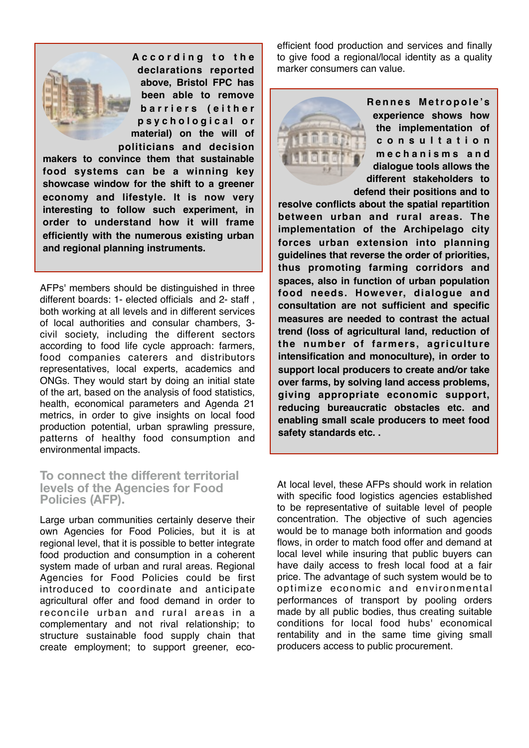**According to the declarations reported above, Bristol FPC has been able to remove barriers (either psychological or material) on the will of politicians and decision makers to convince them that sustainable food systems can be a winning key showcase window for the shift to a greener economy and lifestyle. It is now very interesting to follow such experiment, in order to understand how it will frame efficiently with the numerous existing urban and regional planning instruments.**

AFPs' members should be distinguished in three different boards: 1- elected officials and 2- staff , both working at all levels and in different services of local authorities and consular chambers, 3- civil society, including the different sectors according to food life cycle approach: farmers, food companies caterers and distributors representatives, local experts, academics and ONGs. They would start by doing an initial state of the art, based on the analysis of food statistics, health, economical parameters and Agenda 21 metrics, in order to give insights on local food production potential, urban sprawling pressure, patterns of healthy food consumption and environmental impacts.

## To connect the different territorial levels of the Agencies for Food Policies (AFP).

Large urban communities certainly deserve their own Agencies for Food Policies, but it is at regional level, that it is possible to better integrate food production and consumption in a coherent system made of urban and rural areas. Regional Agencies for Food Policies could be first introduced to coordinate and anticipate agricultural offer and food demand in order to reconcile urban and rural areas in a complementary and not rival relationship; to structure sustainable food supply chain that create employment; to support greener, eco-efficient food production and services and finally to give food a regional/local identity as a quality marker consumers can value.

**Rennes Metropole's experience shows how the implementation of consultation mechanisms and dialogue tools allows the different stakeholders to defend their positions and to resolve conflicts about the spatial repartition between urban and rural areas. The implementation of the Archipelago city forces urban extension into planning guidelines that reverse the order of priorities, thus promoting farming corridors and spaces, also in function of urban population food needs. However, dialogue and consultation are not sufficient and specific measures are needed to contrast the actual trend (loss of agricultural land, reduction of the number of farmers, agriculture intensification and monoculture), in order to support local producers to create and/or take over farms, by solving land access problems, giving appropriate economic support, reducing bureaucratic obstacles etc. and enabling small scale producers to meet food safety standards etc. .**

At local level, these AFPs should work in relation with specific food logistics agencies established to be representative of suitable level of people concentration. The objective of such agencies would be to manage both information and goods flows, in order to match food offer and demand at local level while insuring that public buyers can have daily access to fresh local food at a fair price. The advantage of such system would be to optimize economic and environmental performances of transport by pooling orders made by all public bodies, thus creating suitable conditions for local food hubs' economical rentability and in the same time giving small producers access to public procurement.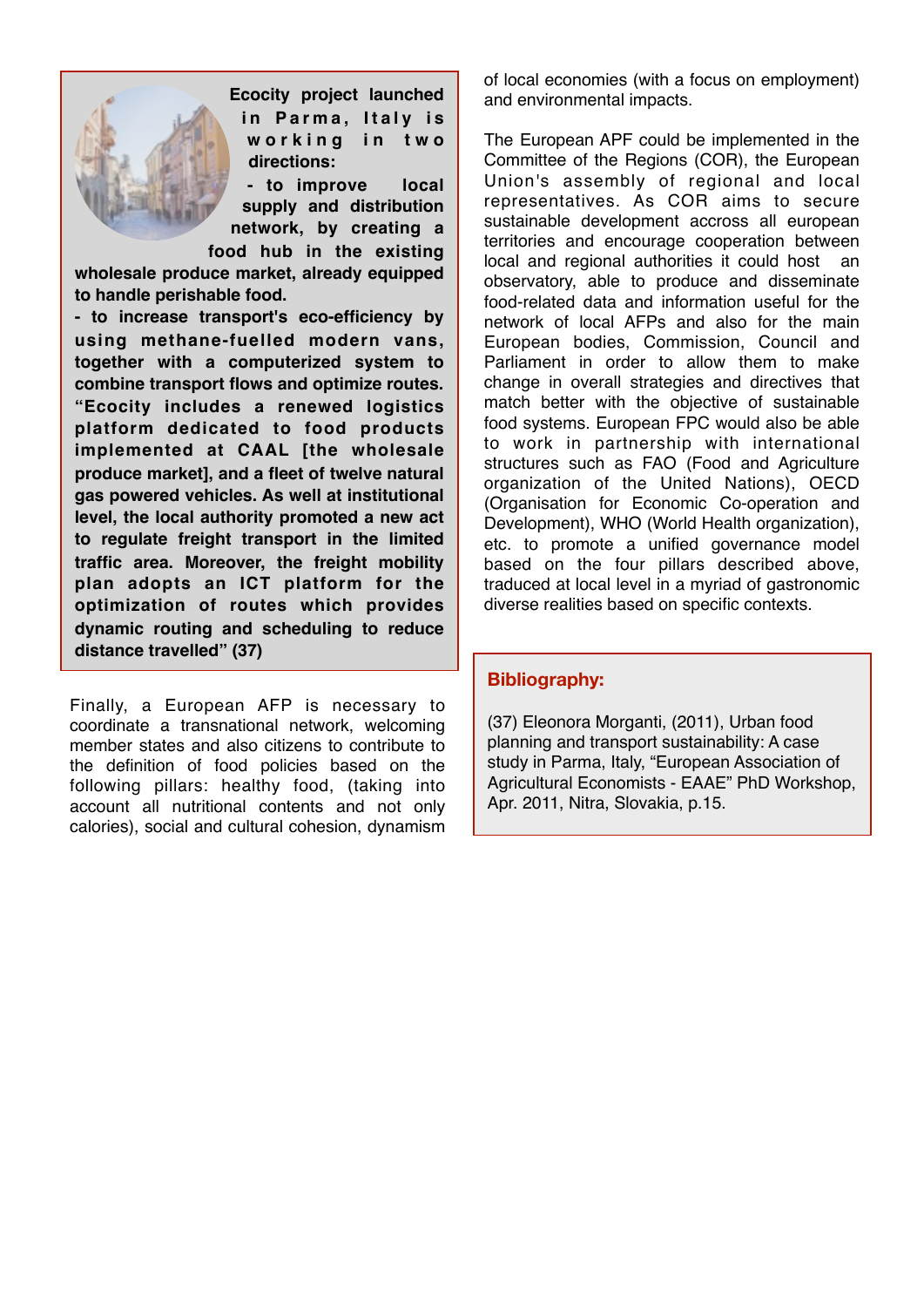**Ecocity project launched in Parma, Italy is working in two directions:**

**- to improve local supply and distribution network, by creating a food hub in the existing wholesale produce market, already equipped to handle perishable food.**

**- to increase transport's eco-efficiency by using methane-fuelled modern vans, together with a computerized system to combine transport flows and optimize routes.**

**"Ecocity includes a renewed logistics platform dedicated to food products implemented at CAAL [the wholesale produce market], and a fleet of twelve natural gas powered vehicles. As well at institutional level, the local authority promoted a new act to regulate freight transport in the limited traffic area. Moreover, the freight mobility plan adopts an ICT platform for the optimization of routes which provides dynamic routing and scheduling to reduce distance travelled" (37)**

Finally, a European AFP is necessary to coordinate a transnational network, welcoming member states and also citizens to contribute to the definition of food policies based on the following pillars: healthy food, (taking into account all nutritional contents and not only calories), social and cultural cohesion, dynamism of local economies (with a focus on employment) and environmental impacts.

The European APF could be implemented in the Committee of the Regions (COR), the European Union's assembly of regional and local representatives. As COR aims to secure sustainable development accross all european territories and encourage cooperation between local and regional authorities it could host an observatory, able to produce and disseminate food-related data and information useful for the network of local AFPs and also for the main European bodies, Commission, Council and Parliament in order to allow them to make change in overall strategies and directives that match better with the objective of sustainable food systems. European FPC would also be able to work in partnership with international structures such as FAO (Food and Agriculture organization of the United Nations), OECD (Organisation for Economic Co-operation and Development), WHO (World Health organization), etc. to promote a unified governance model based on the four pillars described above, traduced at local level in a myriad of gastronomic diverse realities based on specific contexts.

## Bibliography:

(37) Eleonora Morganti, (2011), Urban food planning and transport sustainability: A case study in Parma, Italy, "European Association of Agricultural Economists - EAAE" PhD Workshop, Apr. 2011, Nitra, Slovakia, p.15.